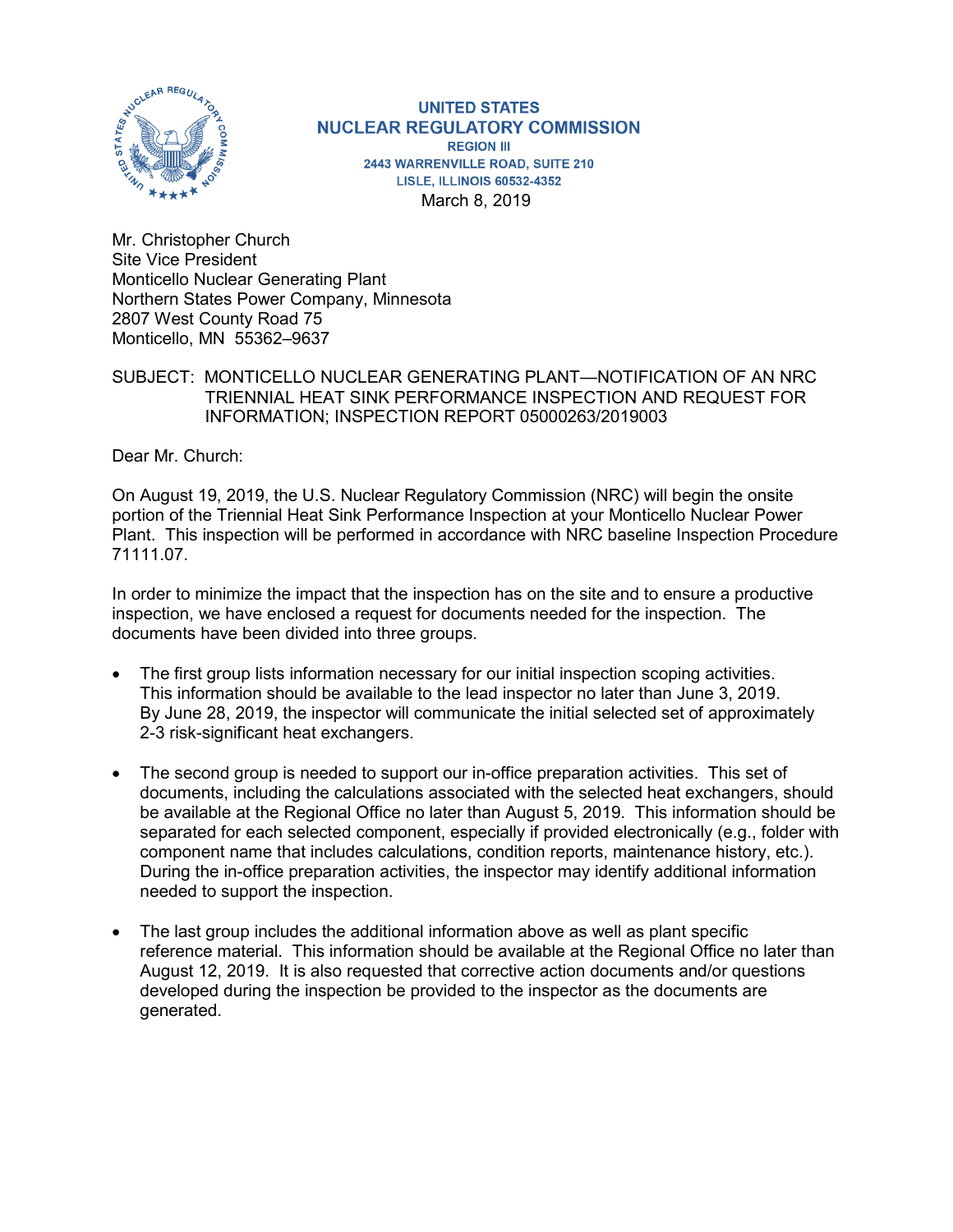UNITED STATES
NUCLEAR REGULATORY COMMISSION
REGION III
2443 WARRENVILLE ROAD, SUITE 210
LISLE, ILLINOIS 60532-4352

March 8, 2019

Mr. Christopher Church
Site Vice President
Monticello Nuclear Generating Plant
Northern States Power Company, Minnesota
2807 West County Road 75
Monticello, MN 55362–9637

SUBJECT: MONTICELLO NUCLEAR GENERATING PLANT—NOTIFICATION OF AN NRC TRIENNIAL HEAT SINK PERFORMANCE INSPECTION AND REQUEST FOR INFORMATION; INSPECTION REPORT 05000263/2019003

Dear Mr. Church:

On August 19, 2019, the U.S. Nuclear Regulatory Commission (NRC) will begin the onsite portion of the Triennial Heat Sink Performance Inspection at your Monticello Nuclear Power Plant. This inspection will be performed in accordance with NRC baseline Inspection Procedure 71111.07.

In order to minimize the impact that the inspection has on the site and to ensure a productive inspection, we have enclosed a request for documents needed for the inspection. The documents have been divided into three groups.

- The first group lists information necessary for our initial inspection scoping activities. This information should be available to the lead inspector no later than June 3, 2019. By June 28, 2019, the inspector will communicate the initial selected set of approximately 2-3 risk-significant heat exchangers.

- The second group is needed to support our in-office preparation activities. This set of documents, including the calculations associated with the selected heat exchangers, should be available at the Regional Office no later than August 5, 2019. This information should be separated for each selected component, especially if provided electronically (e.g., folder with component name that includes calculations, condition reports, maintenance history, etc.). During the in-office preparation activities, the inspector may identify additional information needed to support the inspection.

- The last group includes the additional information above as well as plant specific reference material. This information should be available at the Regional Office no later than August 12, 2019. It is also requested that corrective action documents and/or questions developed during the inspection be provided to the inspector as the documents are generated.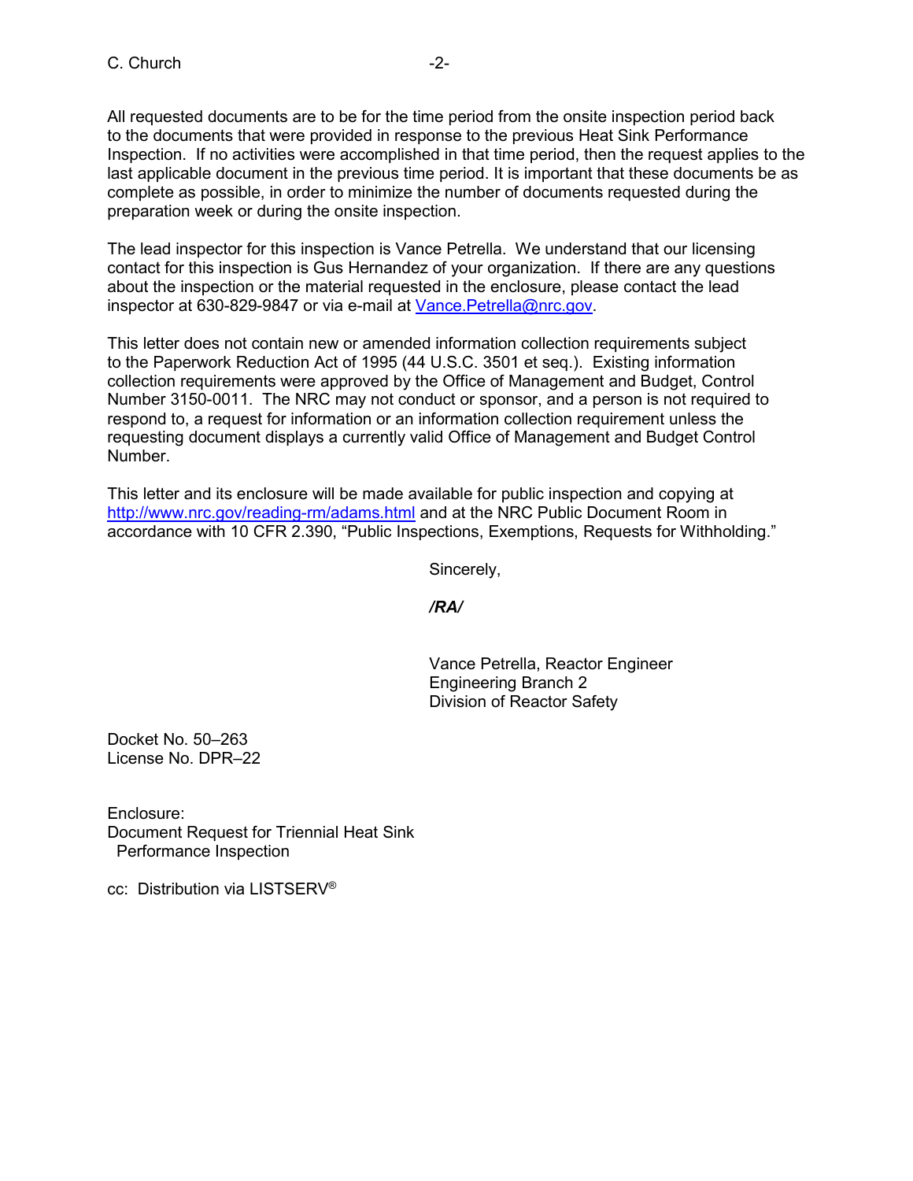All requested documents are to be for the time period from the onsite inspection period back to the documents that were provided in response to the previous Heat Sink Performance Inspection. If no activities were accomplished in that time period, then the request applies to the last applicable document in the previous time period. It is important that these documents be as complete as possible, in order to minimize the number of documents requested during the preparation week or during the onsite inspection.

The lead inspector for this inspection is Vance Petrella. We understand that our licensing contact for this inspection is Gus Hernandez of your organization. If there are any questions about the inspection or the material requested in the enclosure, please contact the lead inspector at 630-829-9847 or via e-mail at Vance.Petrella@nrc.gov.

This letter does not contain new or amended information collection requirements subject to the Paperwork Reduction Act of 1995 (44 U.S.C. 3501 et seq.). Existing information collection requirements were approved by the Office of Management and Budget, Control Number 3150-0011. The NRC may not conduct or sponsor, and a person is not required to respond to, a request for information or an information collection requirement unless the requesting document displays a currently valid Office of Management and Budget Control Number.

This letter and its enclosure will be made available for public inspection and copying at http://www.nrc.gov/reading-rm/adams.html and at the NRC Public Document Room in accordance with 10 CFR 2.390, "Public Inspections, Exemptions, Requests for Withholding."

Sincerely,

***/RA/***

Vance Petrella, Reactor Engineer
Engineering Branch 2
Division of Reactor Safety

Docket No. 50–263
License No. DPR–22

Enclosure:
Document Request for Triennial Heat Sink
Performance Inspection

cc: Distribution via LISTSERV®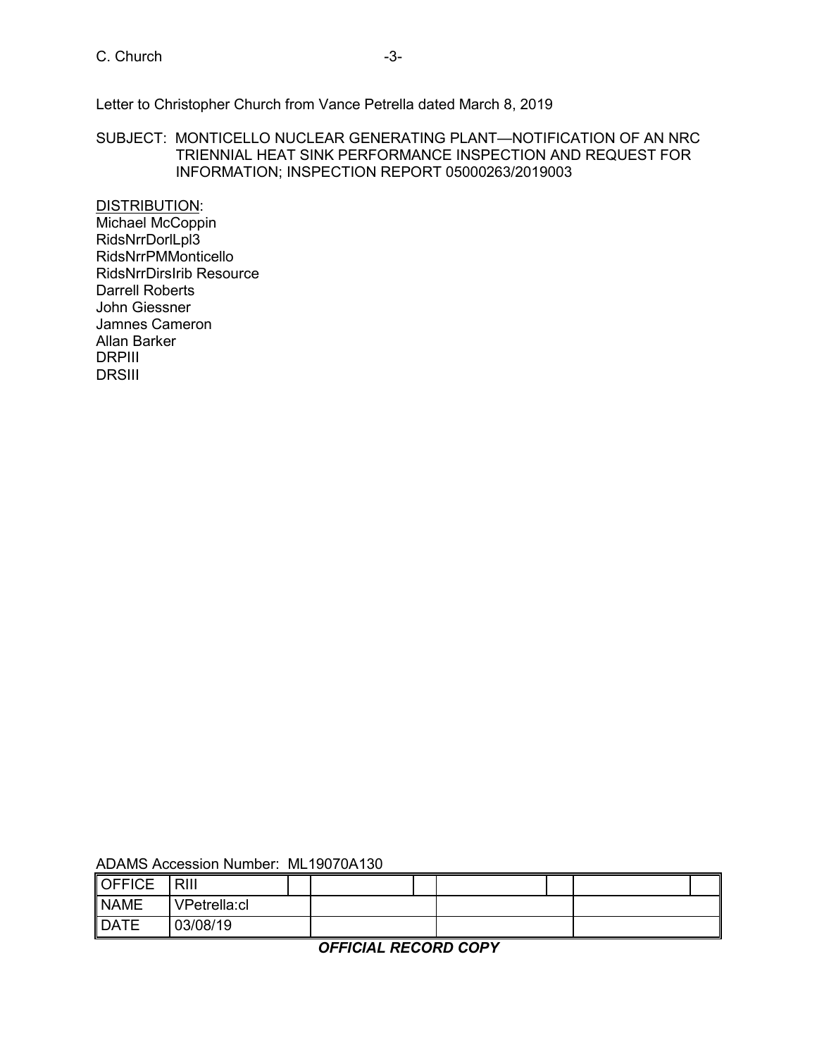Letter to Christopher Church from Vance Petrella dated March 8, 2019

SUBJECT: MONTICELLO NUCLEAR GENERATING PLANT—NOTIFICATION OF AN NRC TRIENNIAL HEAT SINK PERFORMANCE INSPECTION AND REQUEST FOR INFORMATION; INSPECTION REPORT 05000263/2019003

DISTRIBUTION:
Michael McCoppin
RidsNrrDorlLpl3
RidsNrrPMMonticello
RidsNrrDirsIrib Resource
Darrell Roberts
John Giessner
Jamnes Cameron
Allan Barker
DRPIII
DRSIII

ADAMS Accession Number: ML19070A130

| | | | | | | | | |
|---|---|---|---|---|---|---|---|---|
| OFFICE | RIII | | | | | | | |
| NAME | VPetrella:cl | | | | | | | |
| DATE | 03/08/19 | | | | | | | |

***OFFICIAL RECORD COPY***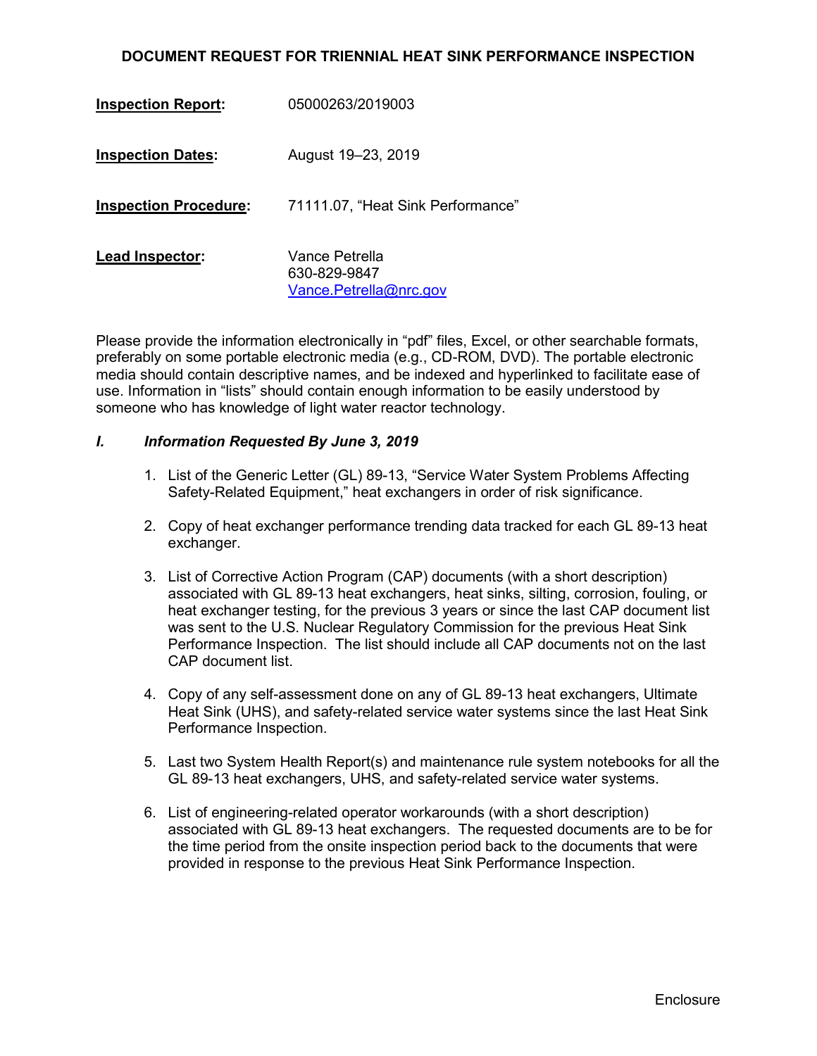# DOCUMENT REQUEST FOR TRIENNIAL HEAT SINK PERFORMANCE INSPECTION

**Inspection Report:** 05000263/2019003

**Inspection Dates:** August 19–23, 2019

**Inspection Procedure:** 71111.07, "Heat Sink Performance"

**Lead Inspector:** Vance Petrella
630-829-9847
Vance.Petrella@nrc.gov

Please provide the information electronically in "pdf" files, Excel, or other searchable formats, preferably on some portable electronic media (e.g., CD-ROM, DVD). The portable electronic media should contain descriptive names, and be indexed and hyperlinked to facilitate ease of use. Information in "lists" should contain enough information to be easily understood by someone who has knowledge of light water reactor technology.

## *I. Information Requested By June 3, 2019*

1. List of the Generic Letter (GL) 89-13, "Service Water System Problems Affecting Safety-Related Equipment," heat exchangers in order of risk significance.

2. Copy of heat exchanger performance trending data tracked for each GL 89-13 heat exchanger.

3. List of Corrective Action Program (CAP) documents (with a short description) associated with GL 89-13 heat exchangers, heat sinks, silting, corrosion, fouling, or heat exchanger testing, for the previous 3 years or since the last CAP document list was sent to the U.S. Nuclear Regulatory Commission for the previous Heat Sink Performance Inspection. The list should include all CAP documents not on the last CAP document list.

4. Copy of any self-assessment done on any of GL 89-13 heat exchangers, Ultimate Heat Sink (UHS), and safety-related service water systems since the last Heat Sink Performance Inspection.

5. Last two System Health Report(s) and maintenance rule system notebooks for all the GL 89-13 heat exchangers, UHS, and safety-related service water systems.

6. List of engineering-related operator workarounds (with a short description) associated with GL 89-13 heat exchangers. The requested documents are to be for the time period from the onsite inspection period back to the documents that were provided in response to the previous Heat Sink Performance Inspection.

Enclosure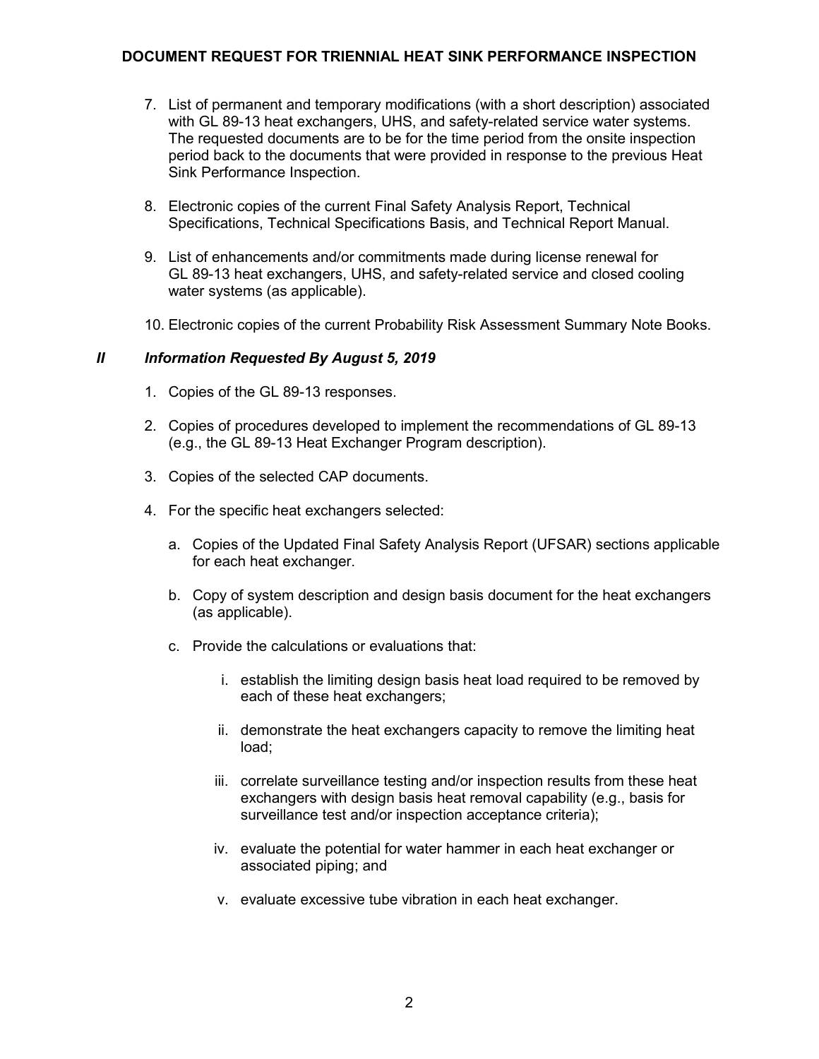7. List of permanent and temporary modifications (with a short description) associated with GL 89-13 heat exchangers, UHS, and safety-related service water systems. The requested documents are to be for the time period from the onsite inspection period back to the documents that were provided in response to the previous Heat Sink Performance Inspection.

8. Electronic copies of the current Final Safety Analysis Report, Technical Specifications, Technical Specifications Basis, and Technical Report Manual.

9. List of enhancements and/or commitments made during license renewal for GL 89-13 heat exchangers, UHS, and safety-related service and closed cooling water systems (as applicable).

10. Electronic copies of the current Probability Risk Assessment Summary Note Books.

## *II Information Requested By August 5, 2019*

1. Copies of the GL 89-13 responses.

2. Copies of procedures developed to implement the recommendations of GL 89-13 (e.g., the GL 89-13 Heat Exchanger Program description).

3. Copies of the selected CAP documents.

4. For the specific heat exchangers selected:

   a. Copies of the Updated Final Safety Analysis Report (UFSAR) sections applicable for each heat exchanger.

   b. Copy of system description and design basis document for the heat exchangers (as applicable).

   c. Provide the calculations or evaluations that:

      i. establish the limiting design basis heat load required to be removed by each of these heat exchangers;

      ii. demonstrate the heat exchangers capacity to remove the limiting heat load;

      iii. correlate surveillance testing and/or inspection results from these heat exchangers with design basis heat removal capability (e.g., basis for surveillance test and/or inspection acceptance criteria);

      iv. evaluate the potential for water hammer in each heat exchanger or associated piping; and

      v. evaluate excessive tube vibration in each heat exchanger.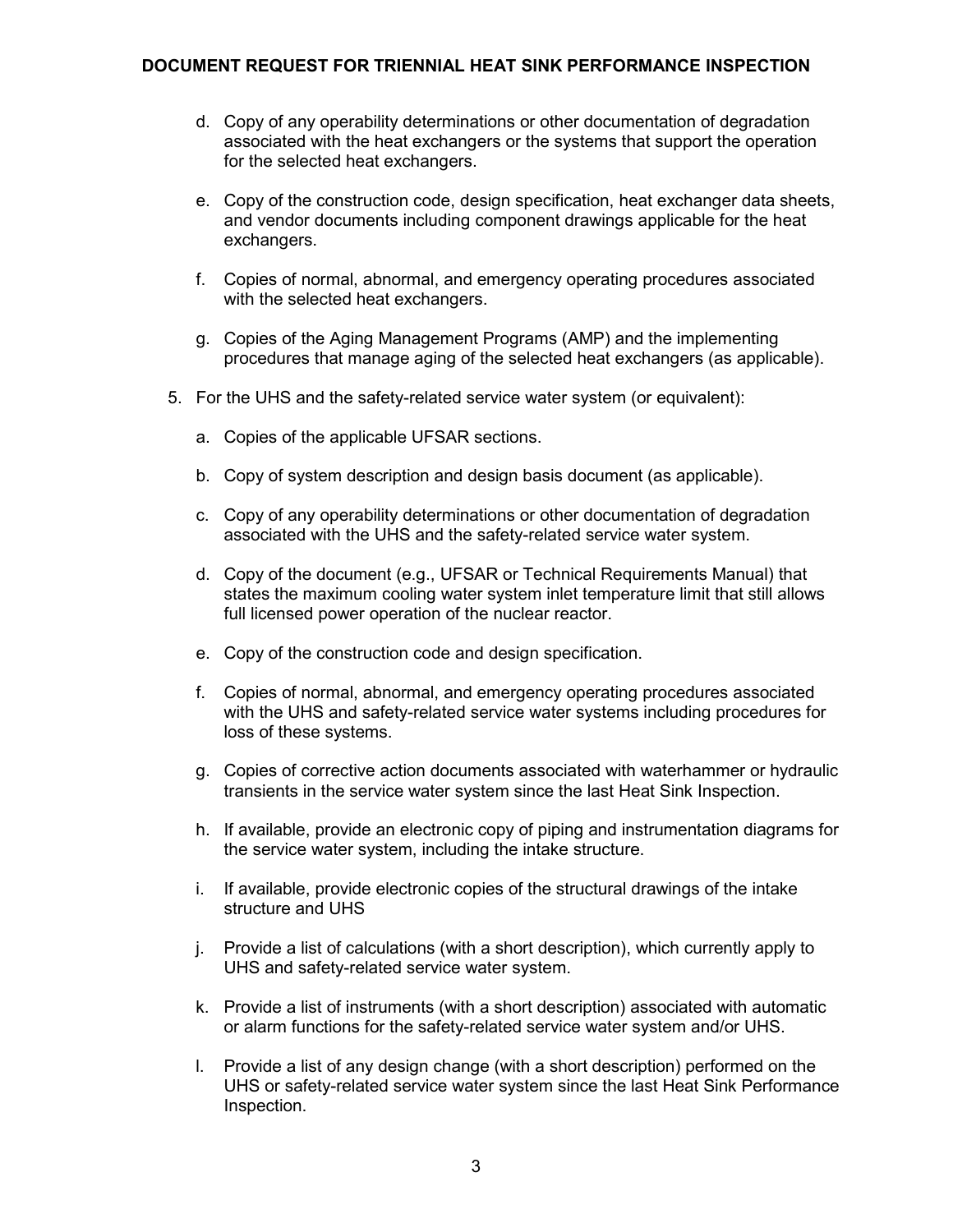d. Copy of any operability determinations or other documentation of degradation associated with the heat exchangers or the systems that support the operation for the selected heat exchangers.

e. Copy of the construction code, design specification, heat exchanger data sheets, and vendor documents including component drawings applicable for the heat exchangers.

f. Copies of normal, abnormal, and emergency operating procedures associated with the selected heat exchangers.

g. Copies of the Aging Management Programs (AMP) and the implementing procedures that manage aging of the selected heat exchangers (as applicable).

5. For the UHS and the safety-related service water system (or equivalent):

   a. Copies of the applicable UFSAR sections.

   b. Copy of system description and design basis document (as applicable).

   c. Copy of any operability determinations or other documentation of degradation associated with the UHS and the safety-related service water system.

   d. Copy of the document (e.g., UFSAR or Technical Requirements Manual) that states the maximum cooling water system inlet temperature limit that still allows full licensed power operation of the nuclear reactor.

   e. Copy of the construction code and design specification.

   f. Copies of normal, abnormal, and emergency operating procedures associated with the UHS and safety-related service water systems including procedures for loss of these systems.

   g. Copies of corrective action documents associated with waterhammer or hydraulic transients in the service water system since the last Heat Sink Inspection.

   h. If available, provide an electronic copy of piping and instrumentation diagrams for the service water system, including the intake structure.

   i. If available, provide electronic copies of the structural drawings of the intake structure and UHS

   j. Provide a list of calculations (with a short description), which currently apply to UHS and safety-related service water system.

   k. Provide a list of instruments (with a short description) associated with automatic or alarm functions for the safety-related service water system and/or UHS.

   l. Provide a list of any design change (with a short description) performed on the UHS or safety-related service water system since the last Heat Sink Performance Inspection.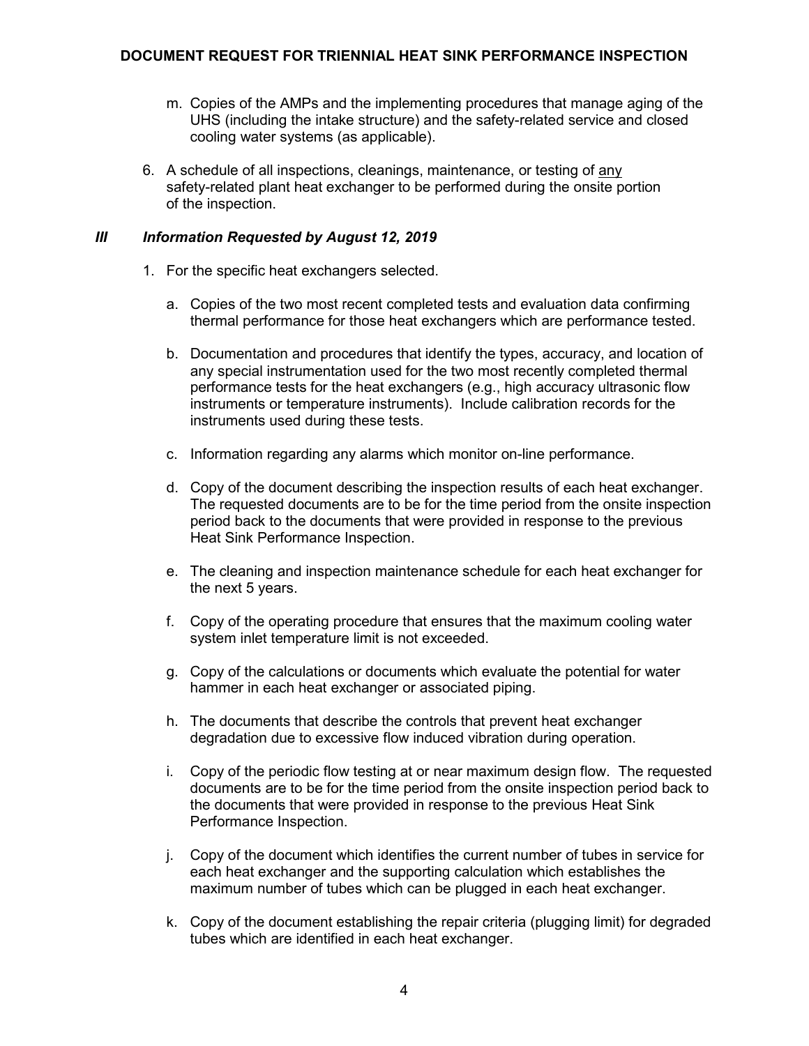m. Copies of the AMPs and the implementing procedures that manage aging of the UHS (including the intake structure) and the safety-related service and closed cooling water systems (as applicable).

6. A schedule of all inspections, cleanings, maintenance, or testing of <u>any</u> safety-related plant heat exchanger to be performed during the onsite portion of the inspection.

### *III Information Requested by August 12, 2019*

1. For the specific heat exchangers selected.

   a. Copies of the two most recent completed tests and evaluation data confirming thermal performance for those heat exchangers which are performance tested.

   b. Documentation and procedures that identify the types, accuracy, and location of any special instrumentation used for the two most recently completed thermal performance tests for the heat exchangers (e.g., high accuracy ultrasonic flow instruments or temperature instruments). Include calibration records for the instruments used during these tests.

   c. Information regarding any alarms which monitor on-line performance.

   d. Copy of the document describing the inspection results of each heat exchanger. The requested documents are to be for the time period from the onsite inspection period back to the documents that were provided in response to the previous Heat Sink Performance Inspection.

   e. The cleaning and inspection maintenance schedule for each heat exchanger for the next 5 years.

   f. Copy of the operating procedure that ensures that the maximum cooling water system inlet temperature limit is not exceeded.

   g. Copy of the calculations or documents which evaluate the potential for water hammer in each heat exchanger or associated piping.

   h. The documents that describe the controls that prevent heat exchanger degradation due to excessive flow induced vibration during operation.

   i. Copy of the periodic flow testing at or near maximum design flow. The requested documents are to be for the time period from the onsite inspection period back to the documents that were provided in response to the previous Heat Sink Performance Inspection.

   j. Copy of the document which identifies the current number of tubes in service for each heat exchanger and the supporting calculation which establishes the maximum number of tubes which can be plugged in each heat exchanger.

   k. Copy of the document establishing the repair criteria (plugging limit) for degraded tubes which are identified in each heat exchanger.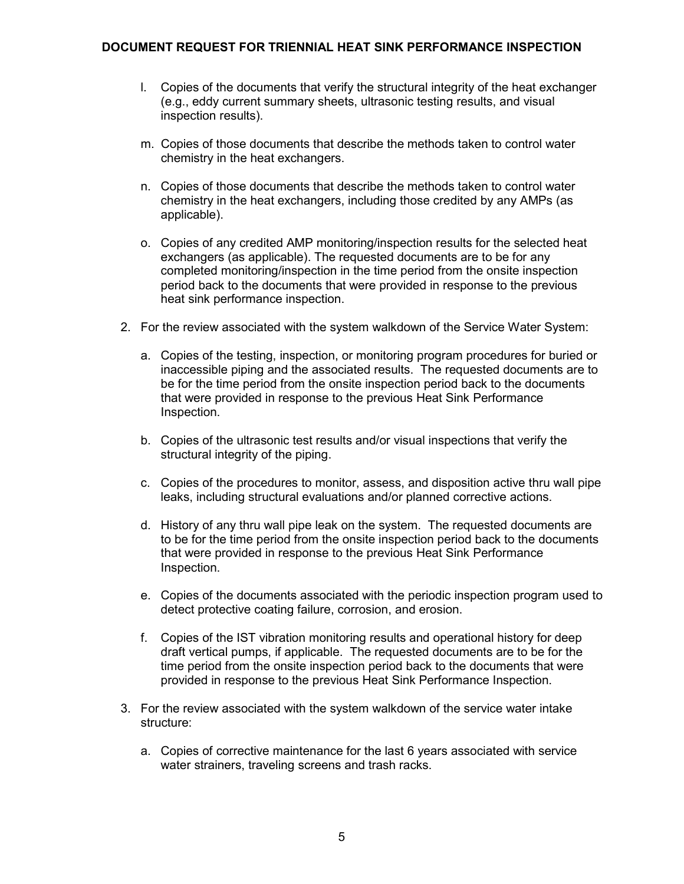l. Copies of the documents that verify the structural integrity of the heat exchanger (e.g., eddy current summary sheets, ultrasonic testing results, and visual inspection results).

m. Copies of those documents that describe the methods taken to control water chemistry in the heat exchangers.

n. Copies of those documents that describe the methods taken to control water chemistry in the heat exchangers, including those credited by any AMPs (as applicable).

o. Copies of any credited AMP monitoring/inspection results for the selected heat exchangers (as applicable). The requested documents are to be for any completed monitoring/inspection in the time period from the onsite inspection period back to the documents that were provided in response to the previous heat sink performance inspection.

2. For the review associated with the system walkdown of the Service Water System:

   a. Copies of the testing, inspection, or monitoring program procedures for buried or inaccessible piping and the associated results. The requested documents are to be for the time period from the onsite inspection period back to the documents that were provided in response to the previous Heat Sink Performance Inspection.

   b. Copies of the ultrasonic test results and/or visual inspections that verify the structural integrity of the piping.

   c. Copies of the procedures to monitor, assess, and disposition active thru wall pipe leaks, including structural evaluations and/or planned corrective actions.

   d. History of any thru wall pipe leak on the system. The requested documents are to be for the time period from the onsite inspection period back to the documents that were provided in response to the previous Heat Sink Performance Inspection.

   e. Copies of the documents associated with the periodic inspection program used to detect protective coating failure, corrosion, and erosion.

   f. Copies of the IST vibration monitoring results and operational history for deep draft vertical pumps, if applicable. The requested documents are to be for the time period from the onsite inspection period back to the documents that were provided in response to the previous Heat Sink Performance Inspection.

3. For the review associated with the system walkdown of the service water intake structure:

   a. Copies of corrective maintenance for the last 6 years associated with service water strainers, traveling screens and trash racks.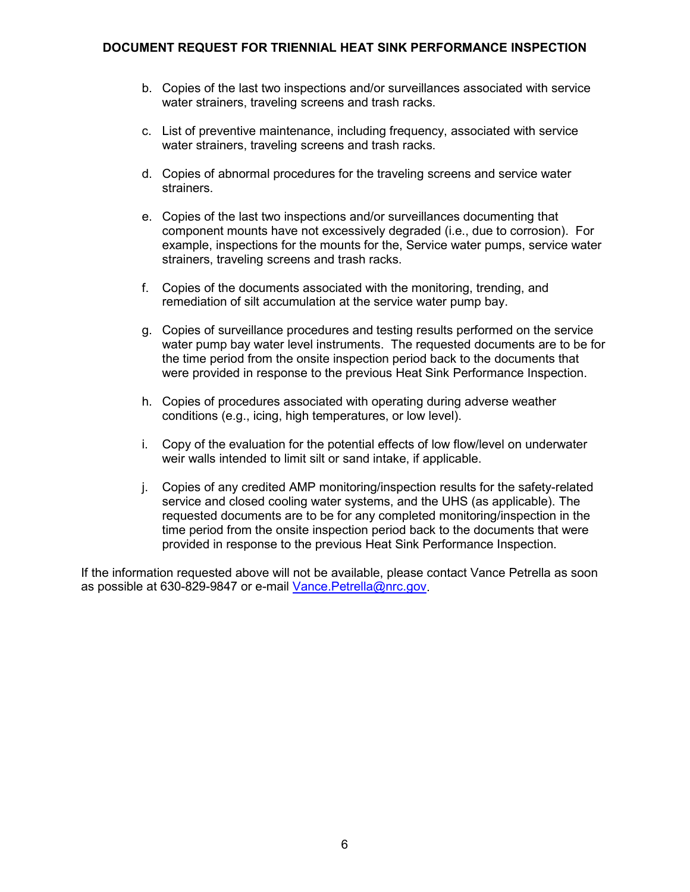b. Copies of the last two inspections and/or surveillances associated with service water strainers, traveling screens and trash racks.

c. List of preventive maintenance, including frequency, associated with service water strainers, traveling screens and trash racks.

d. Copies of abnormal procedures for the traveling screens and service water strainers.

e. Copies of the last two inspections and/or surveillances documenting that component mounts have not excessively degraded (i.e., due to corrosion). For example, inspections for the mounts for the, Service water pumps, service water strainers, traveling screens and trash racks.

f. Copies of the documents associated with the monitoring, trending, and remediation of silt accumulation at the service water pump bay.

g. Copies of surveillance procedures and testing results performed on the service water pump bay water level instruments. The requested documents are to be for the time period from the onsite inspection period back to the documents that were provided in response to the previous Heat Sink Performance Inspection.

h. Copies of procedures associated with operating during adverse weather conditions (e.g., icing, high temperatures, or low level).

i. Copy of the evaluation for the potential effects of low flow/level on underwater weir walls intended to limit silt or sand intake, if applicable.

j. Copies of any credited AMP monitoring/inspection results for the safety-related service and closed cooling water systems, and the UHS (as applicable). The requested documents are to be for any completed monitoring/inspection in the time period from the onsite inspection period back to the documents that were provided in response to the previous Heat Sink Performance Inspection.

If the information requested above will not be available, please contact Vance Petrella as soon as possible at 630-829-9847 or e-mail Vance.Petrella@nrc.gov.